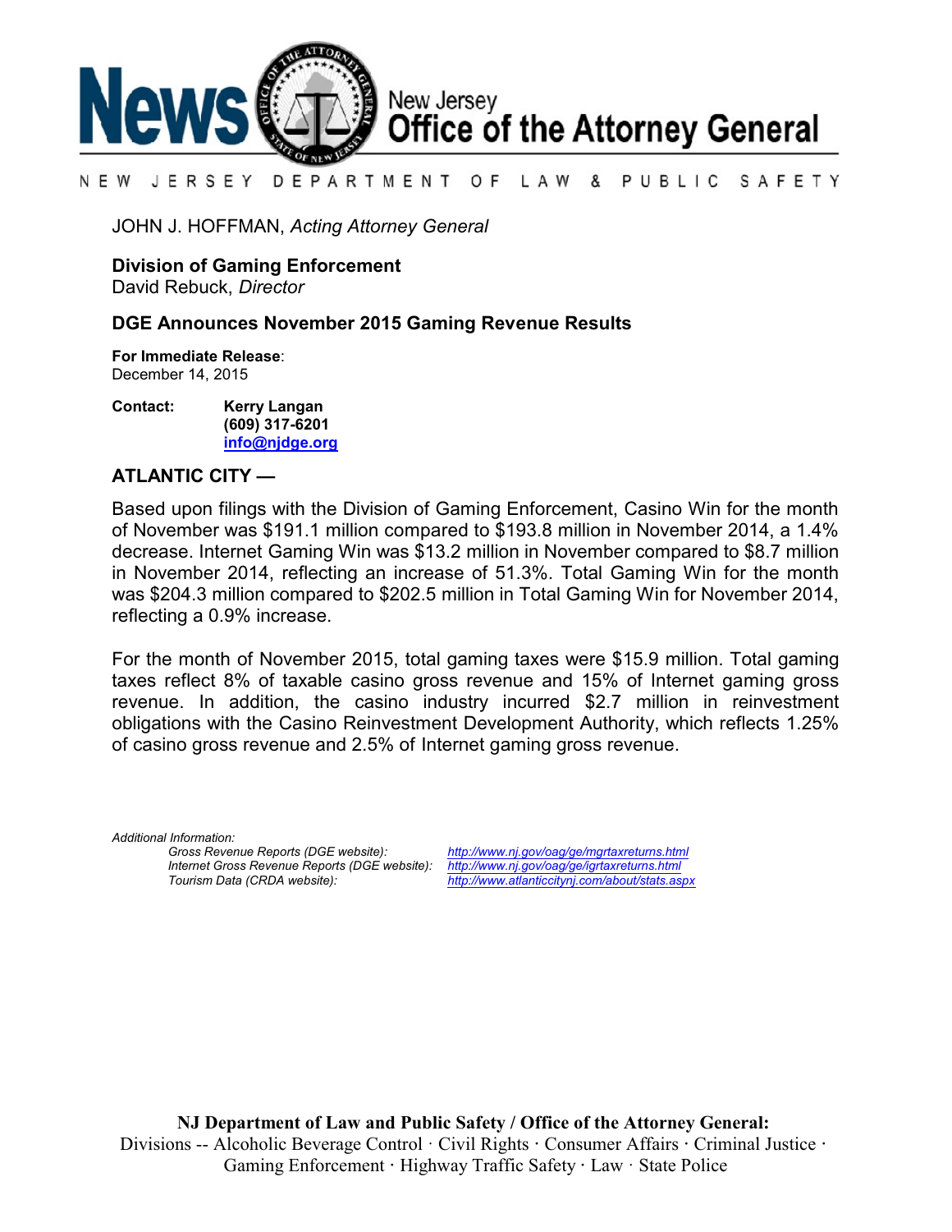# News — New Jersey Office of the Attorney General

NEW JERSEY DEPARTMENT OF LAW & PUBLIC SAFETY

JOHN J. HOFFMAN, *Acting Attorney General*

**Division of Gaming Enforcement**
David Rebuck, *Director*

## DGE Announces November 2015 Gaming Revenue Results

**For Immediate Release**:
December 14, 2015

**Contact:** **Kerry Langan**
**(609) 317-6201**
**info@njdge.org**

**ATLANTIC CITY —**

Based upon filings with the Division of Gaming Enforcement, Casino Win for the month of November was $191.1 million compared to $193.8 million in November 2014, a 1.4% decrease. Internet Gaming Win was $13.2 million in November compared to $8.7 million in November 2014, reflecting an increase of 51.3%. Total Gaming Win for the month was $204.3 million compared to $202.5 million in Total Gaming Win for November 2014, reflecting a 0.9% increase.

For the month of November 2015, total gaming taxes were $15.9 million. Total gaming taxes reflect 8% of taxable casino gross revenue and 15% of Internet gaming gross revenue. In addition, the casino industry incurred $2.7 million in reinvestment obligations with the Casino Reinvestment Development Authority, which reflects 1.25% of casino gross revenue and 2.5% of Internet gaming gross revenue.

*Additional Information:*

*Gross Revenue Reports (DGE website):* *http://www.nj.gov/oag/ge/mgrtaxreturns.html*
*Internet Gross Revenue Reports (DGE website):* *http://www.nj.gov/oag/ge/igrtaxreturns.html*
*Tourism Data (CRDA website):* *http://www.atlanticcitynj.com/about/stats.aspx*

**NJ Department of Law and Public Safety / Office of the Attorney General:**
Divisions -- Alcoholic Beverage Control · Civil Rights · Consumer Affairs · Criminal Justice · Gaming Enforcement · Highway Traffic Safety · Law · State Police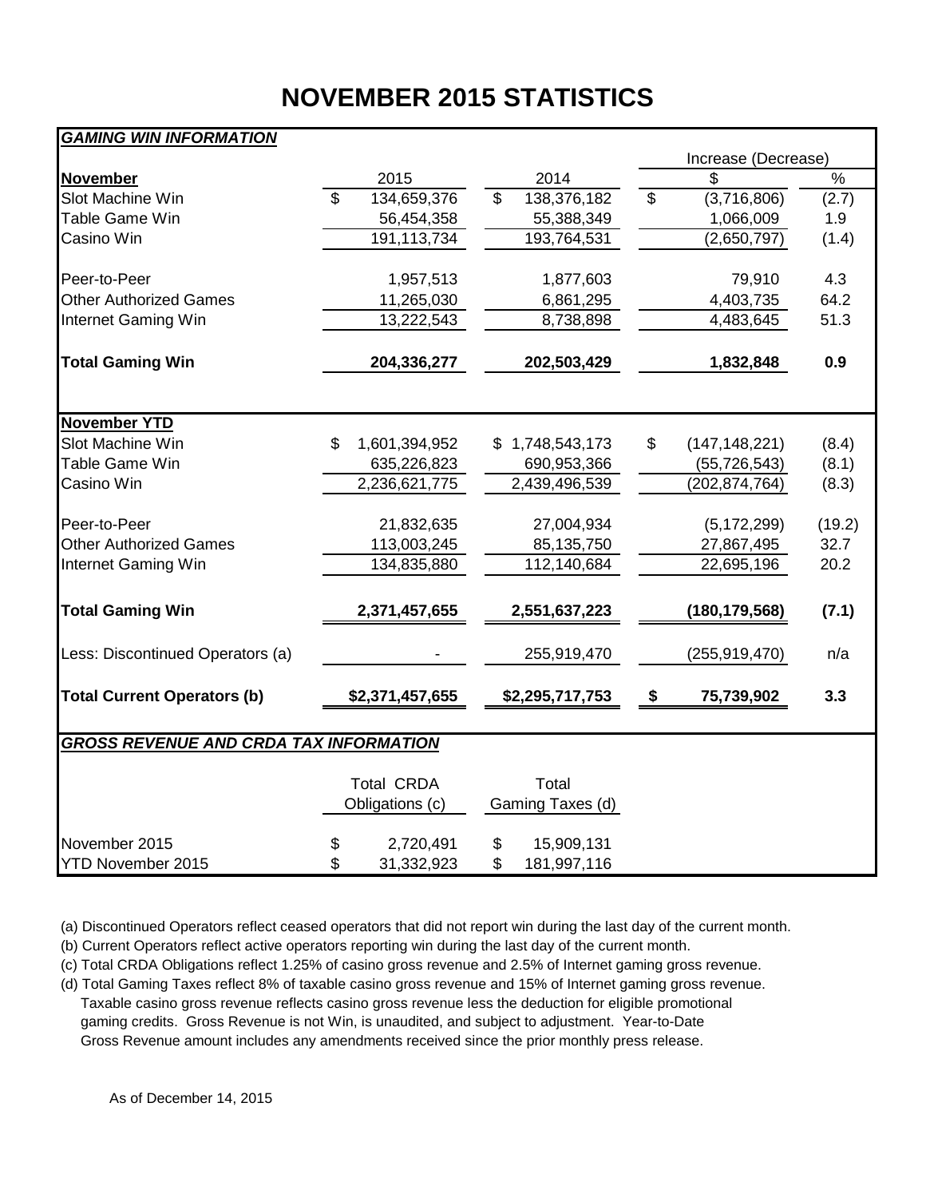# NOVEMBER 2015 STATISTICS

***GAMING WIN INFORMATION***

| | | | Increase (Decrease) | |
|---|---|---|---|---|
| **November** | 2015 | 2014 | $ | % |
| Slot Machine Win | $ 134,659,376 | $ 138,376,182 | $ (3,716,806) | (2.7) |
| Table Game Win | 56,454,358 | 55,388,349 | 1,066,009 | 1.9 |
| Casino Win | 191,113,734 | 193,764,531 | (2,650,797) | (1.4) |
| Peer-to-Peer | 1,957,513 | 1,877,603 | 79,910 | 4.3 |
| Other Authorized Games | 11,265,030 | 6,861,295 | 4,403,735 | 64.2 |
| Internet Gaming Win | 13,222,543 | 8,738,898 | 4,483,645 | 51.3 |
| **Total Gaming Win** | **204,336,277** | **202,503,429** | **1,832,848** | **0.9** |
| **November YTD** | | | | |
| Slot Machine Win | $ 1,601,394,952 | $ 1,748,543,173 | $ (147,148,221) | (8.4) |
| Table Game Win | 635,226,823 | 690,953,366 | (55,726,543) | (8.1) |
| Casino Win | 2,236,621,775 | 2,439,496,539 | (202,874,764) | (8.3) |
| Peer-to-Peer | 21,832,635 | 27,004,934 | (5,172,299) | (19.2) |
| Other Authorized Games | 113,003,245 | 85,135,750 | 27,867,495 | 32.7 |
| Internet Gaming Win | 134,835,880 | 112,140,684 | 22,695,196 | 20.2 |
| **Total Gaming Win** | **2,371,457,655** | **2,551,637,223** | **(180,179,568)** | **(7.1)** |
| Less: Discontinued Operators (a) | - | 255,919,470 | (255,919,470) | n/a |
| **Total Current Operators (b)** | **$2,371,457,655** | **$2,295,717,753** | **$ 75,739,902** | **3.3** |

***GROSS REVENUE AND CRDA TAX INFORMATION***

| | Total CRDA Obligations (c) | Total Gaming Taxes (d) |
|---|---|---|
| November 2015 | $ 2,720,491 | $ 15,909,131 |
| YTD November 2015 | $ 31,332,923 | $ 181,997,116 |

(a) Discontinued Operators reflect ceased operators that did not report win during the last day of the current month.

(b) Current Operators reflect active operators reporting win during the last day of the current month.

(c) Total CRDA Obligations reflect 1.25% of casino gross revenue and 2.5% of Internet gaming gross revenue.

(d) Total Gaming Taxes reflect 8% of taxable casino gross revenue and 15% of Internet gaming gross revenue. Taxable casino gross revenue reflects casino gross revenue less the deduction for eligible promotional gaming credits. Gross Revenue is not Win, is unaudited, and subject to adjustment. Year-to-Date Gross Revenue amount includes any amendments received since the prior monthly press release.

As of December 14, 2015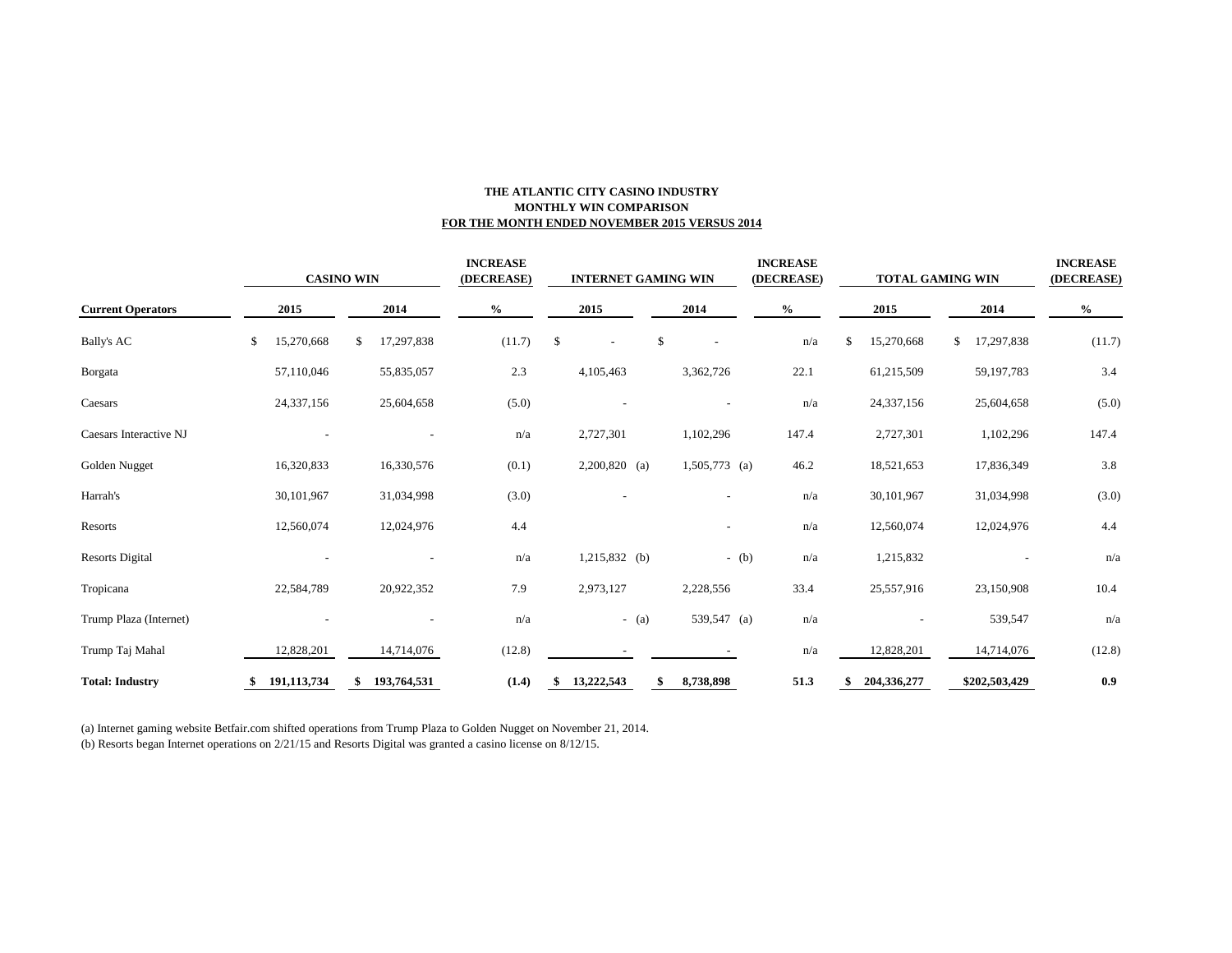**THE ATLANTIC CITY CASINO INDUSTRY**
**MONTHLY WIN COMPARISON**
**FOR THE MONTH ENDED NOVEMBER 2015 VERSUS 2014**

| Current Operators | CASINO WIN 2015 | CASINO WIN 2014 | INCREASE (DECREASE) % | INTERNET GAMING WIN 2015 | INTERNET GAMING WIN 2014 | INCREASE (DECREASE) % | TOTAL GAMING WIN 2015 | TOTAL GAMING WIN 2014 | INCREASE (DECREASE) % |
|---|---|---|---|---|---|---|---|---|---|
| Bally's AC | $ 15,270,668 | $ 17,297,838 | (11.7) | $ - | $ - | n/a | $ 15,270,668 | $ 17,297,838 | (11.7) |
| Borgata | 57,110,046 | 55,835,057 | 2.3 | 4,105,463 | 3,362,726 | 22.1 | 61,215,509 | 59,197,783 | 3.4 |
| Caesars | 24,337,156 | 25,604,658 | (5.0) | - | - | n/a | 24,337,156 | 25,604,658 | (5.0) |
| Caesars Interactive NJ | - | - | n/a | 2,727,301 | 1,102,296 | 147.4 | 2,727,301 | 1,102,296 | 147.4 |
| Golden Nugget | 16,320,833 | 16,330,576 | (0.1) | 2,200,820 (a) | 1,505,773 (a) | 46.2 | 18,521,653 | 17,836,349 | 3.8 |
| Harrah's | 30,101,967 | 31,034,998 | (3.0) | - | - | n/a | 30,101,967 | 31,034,998 | (3.0) |
| Resorts | 12,560,074 | 12,024,976 | 4.4 | | - | n/a | 12,560,074 | 12,024,976 | 4.4 |
| Resorts Digital | - | - | n/a | 1,215,832 (b) | - (b) | n/a | 1,215,832 | - | n/a |
| Tropicana | 22,584,789 | 20,922,352 | 7.9 | 2,973,127 | 2,228,556 | 33.4 | 25,557,916 | 23,150,908 | 10.4 |
| Trump Plaza (Internet) | - | - | n/a | - (a) | 539,547 (a) | n/a | - | 539,547 | n/a |
| Trump Taj Mahal | 12,828,201 | 14,714,076 | (12.8) | - | - | n/a | 12,828,201 | 14,714,076 | (12.8) |
| **Total: Industry** | **$ 191,113,734** | **$ 193,764,531** | **(1.4)** | **$ 13,222,543** | **$ 8,738,898** | **51.3** | **$ 204,336,277** | **$202,503,429** | **0.9** |

(a) Internet gaming website Betfair.com shifted operations from Trump Plaza to Golden Nugget on November 21, 2014.
(b) Resorts began Internet operations on 2/21/15 and Resorts Digital was granted a casino license on 8/12/15.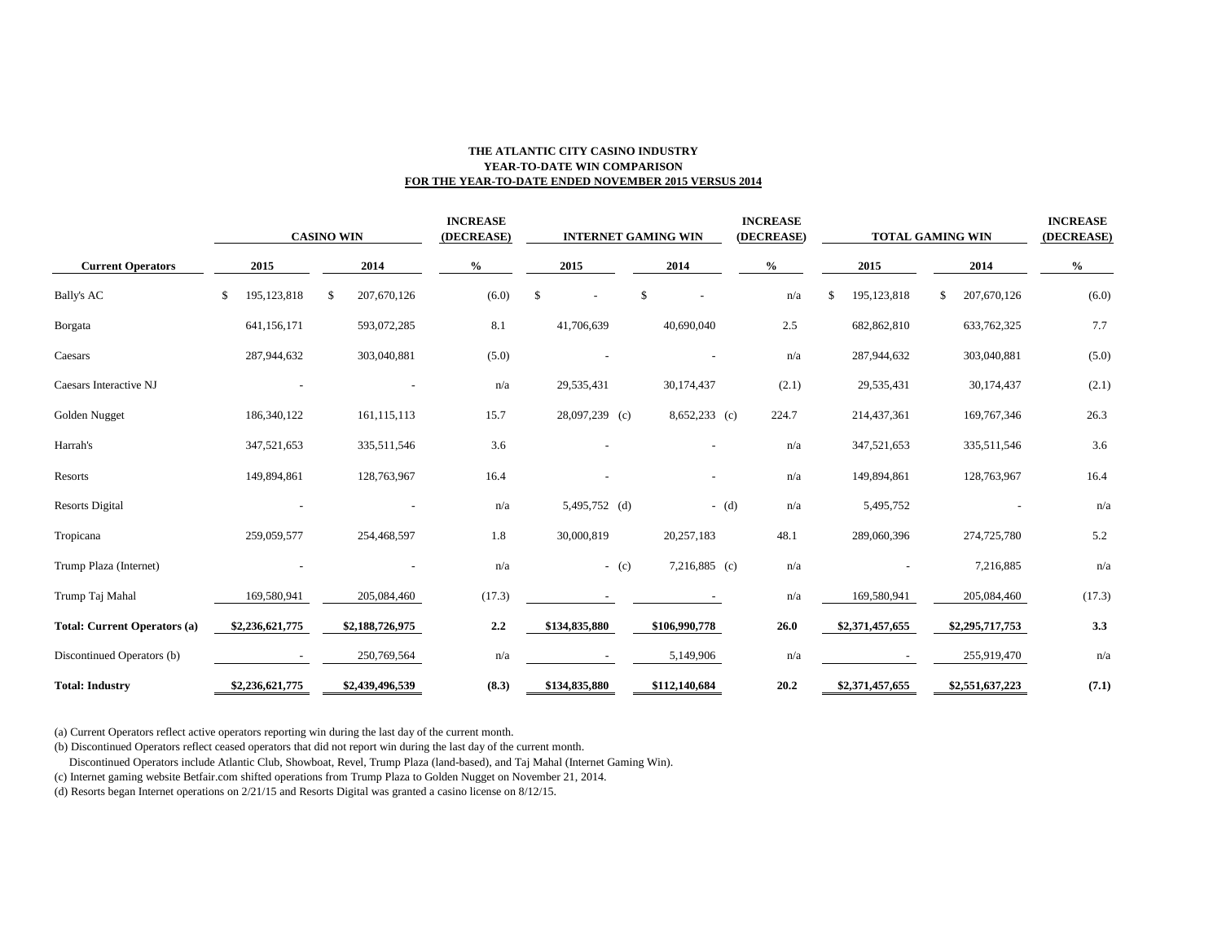**THE ATLANTIC CITY CASINO INDUSTRY**
**YEAR-TO-DATE WIN COMPARISON**
**FOR THE YEAR-TO-DATE ENDED NOVEMBER 2015 VERSUS 2014**

| | CASINO WIN | | INCREASE (DECREASE) | INTERNET GAMING WIN | | INCREASE (DECREASE) | TOTAL GAMING WIN | | INCREASE (DECREASE) |
|---|---|---|---|---|---|---|---|---|---|
| **Current Operators** | **2015** | **2014** | **%** | **2015** | **2014** | **%** | **2015** | **2014** | **%** |
| Bally's AC | $ 195,123,818 | $ 207,670,126 | (6.0) | $ - | $ - | n/a | $ 195,123,818 | $ 207,670,126 | (6.0) |
| Borgata | 641,156,171 | 593,072,285 | 8.1 | 41,706,639 | 40,690,040 | 2.5 | 682,862,810 | 633,762,325 | 7.7 |
| Caesars | 287,944,632 | 303,040,881 | (5.0) | - | - | n/a | 287,944,632 | 303,040,881 | (5.0) |
| Caesars Interactive NJ | - | - | n/a | 29,535,431 | 30,174,437 | (2.1) | 29,535,431 | 30,174,437 | (2.1) |
| Golden Nugget | 186,340,122 | 161,115,113 | 15.7 | 28,097,239 (c) | 8,652,233 (c) | 224.7 | 214,437,361 | 169,767,346 | 26.3 |
| Harrah's | 347,521,653 | 335,511,546 | 3.6 | - | - | n/a | 347,521,653 | 335,511,546 | 3.6 |
| Resorts | 149,894,861 | 128,763,967 | 16.4 | - | - | n/a | 149,894,861 | 128,763,967 | 16.4 |
| Resorts Digital | - | - | n/a | 5,495,752 (d) | - (d) | n/a | 5,495,752 | - | n/a |
| Tropicana | 259,059,577 | 254,468,597 | 1.8 | 30,000,819 | 20,257,183 | 48.1 | 289,060,396 | 274,725,780 | 5.2 |
| Trump Plaza (Internet) | - | - | n/a | - (c) | 7,216,885 (c) | n/a | - | 7,216,885 | n/a |
| Trump Taj Mahal | 169,580,941 | 205,084,460 | (17.3) | - | - | n/a | 169,580,941 | 205,084,460 | (17.3) |
| **Total: Current Operators (a)** | **$2,236,621,775** | **$2,188,726,975** | **2.2** | **$134,835,880** | **$106,990,778** | **26.0** | **$2,371,457,655** | **$2,295,717,753** | **3.3** |
| Discontinued Operators (b) | - | 250,769,564 | n/a | - | 5,149,906 | n/a | - | 255,919,470 | n/a |
| **Total: Industry** | **$2,236,621,775** | **$2,439,496,539** | **(8.3)** | **$134,835,880** | **$112,140,684** | **20.2** | **$2,371,457,655** | **$2,551,637,223** | **(7.1)** |

(a) Current Operators reflect active operators reporting win during the last day of the current month.

(b) Discontinued Operators reflect ceased operators that did not report win during the last day of the current month.
Discontinued Operators include Atlantic Club, Showboat, Revel, Trump Plaza (land-based), and Taj Mahal (Internet Gaming Win).

(c) Internet gaming website Betfair.com shifted operations from Trump Plaza to Golden Nugget on November 21, 2014.

(d) Resorts began Internet operations on 2/21/15 and Resorts Digital was granted a casino license on 8/12/15.